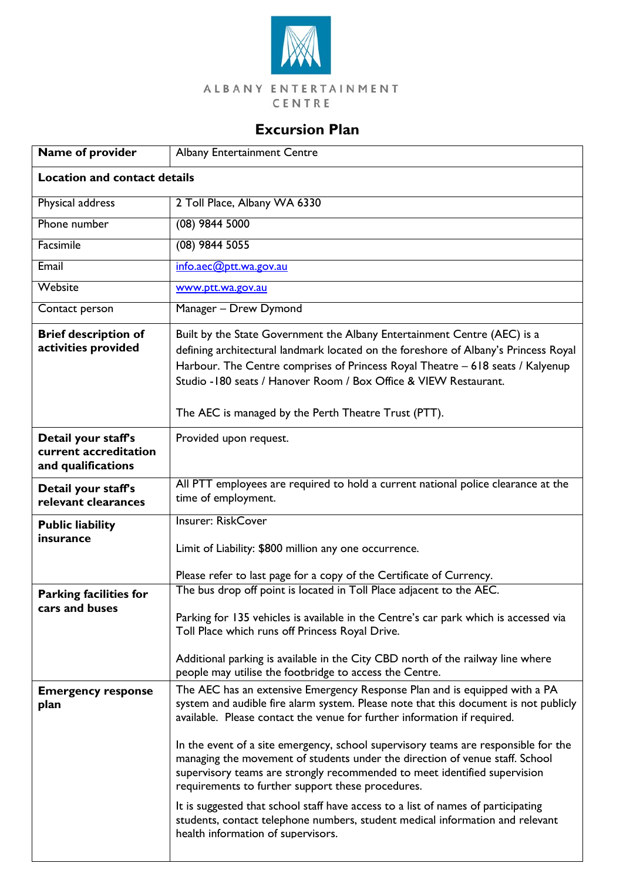ALBANY ENTERTAINMENT CENTRE

# Excursion Plan

| **Name of provider** | Albany Entertainment Centre |
|---|---|
| **Location and contact details** | |
| Physical address | 2 Toll Place, Albany WA 6330 |
| Phone number | (08) 9844 5000 |
| Facsimile | (08) 9844 5055 |
| Email | info.aec@ptt.wa.gov.au |
| Website | www.ptt.wa.gov.au |
| Contact person | Manager – Drew Dymond |
| **Brief description of activities provided** | Built by the State Government the Albany Entertainment Centre (AEC) is a defining architectural landmark located on the foreshore of Albany's Princess Royal Harbour. The Centre comprises of Princess Royal Theatre – 618 seats / Kalyenup Studio -180 seats / Hanover Room / Box Office & VIEW Restaurant.<br><br>The AEC is managed by the Perth Theatre Trust (PTT). |
| **Detail your staff's current accreditation and qualifications** | Provided upon request. |
| **Detail your staff's relevant clearances** | All PTT employees are required to hold a current national police clearance at the time of employment. |
| **Public liability insurance** | Insurer: RiskCover<br><br>Limit of Liability: $800 million any one occurrence.<br><br>Please refer to last page for a copy of the Certificate of Currency. |
| **Parking facilities for cars and buses** | The bus drop off point is located in Toll Place adjacent to the AEC.<br><br>Parking for 135 vehicles is available in the Centre's car park which is accessed via Toll Place which runs off Princess Royal Drive.<br><br>Additional parking is available in the City CBD north of the railway line where people may utilise the footbridge to access the Centre. |
| **Emergency response plan** | The AEC has an extensive Emergency Response Plan and is equipped with a PA system and audible fire alarm system. Please note that this document is not publicly available. Please contact the venue for further information if required.<br><br>In the event of a site emergency, school supervisory teams are responsible for the managing the movement of students under the direction of venue staff. School supervisory teams are strongly recommended to meet identified supervision requirements to further support these procedures.<br><br>It is suggested that school staff have access to a list of names of participating students, contact telephone numbers, student medical information and relevant health information of supervisors. |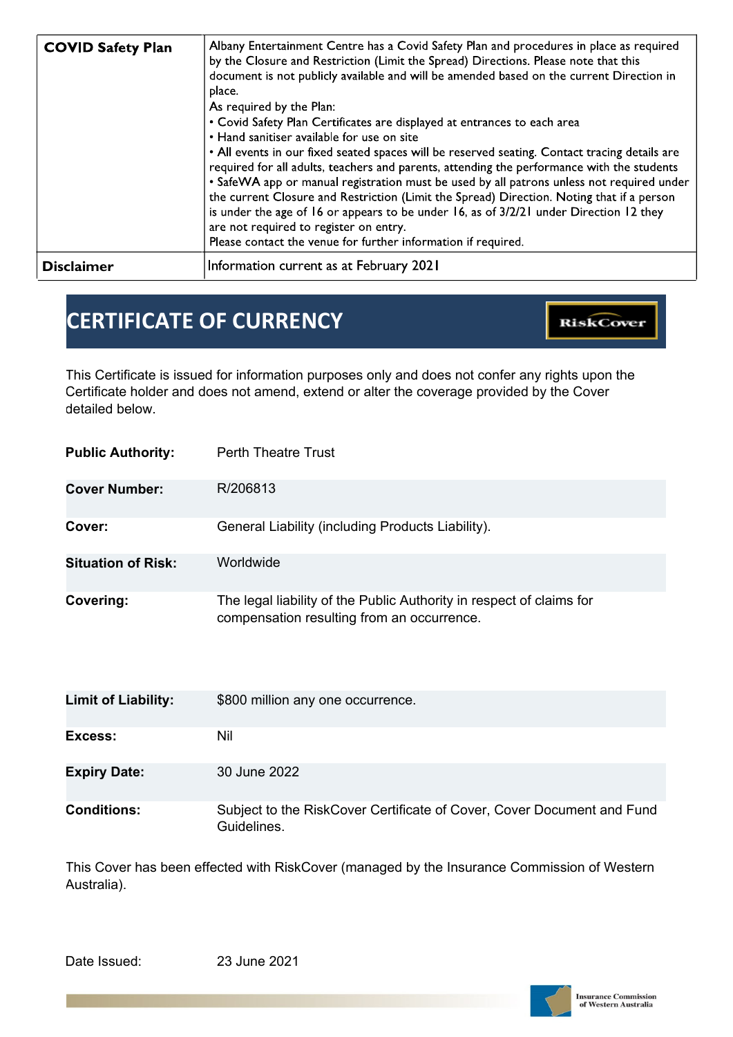| | |
|---|---|
| **COVID Safety Plan** | Albany Entertainment Centre has a Covid Safety Plan and procedures in place as required by the Closure and Restriction (Limit the Spread) Directions. Please note that this document is not publicly available and will be amended based on the current Direction in place.<br>As required by the Plan:<br>• Covid Safety Plan Certificates are displayed at entrances to each area<br>• Hand sanitiser available for use on site<br>• All events in our fixed seated spaces will be reserved seating. Contact tracing details are required for all adults, teachers and parents, attending the performance with the students<br>• SafeWA app or manual registration must be used by all patrons unless not required under the current Closure and Restriction (Limit the Spread) Direction. Noting that if a person is under the age of 16 or appears to be under 16, as of 3/2/21 under Direction 12 they are not required to register on entry.<br>Please contact the venue for further information if required. |
| **Disclaimer** | Information current as at February 2021 |

# CERTIFICATE OF CURRENCY

RiskCover

This Certificate is issued for information purposes only and does not confer any rights upon the Certificate holder and does not amend, extend or alter the coverage provided by the Cover detailed below.

| | |
|---|---|
| **Public Authority:** | Perth Theatre Trust |
| **Cover Number:** | R/206813 |
| **Cover:** | General Liability (including Products Liability). |
| **Situation of Risk:** | Worldwide |
| **Covering:** | The legal liability of the Public Authority in respect of claims for compensation resulting from an occurrence. |
| **Limit of Liability:** | $800 million any one occurrence. |
| **Excess:** | Nil |
| **Expiry Date:** | 30 June 2022 |
| **Conditions:** | Subject to the RiskCover Certificate of Cover, Cover Document and Fund Guidelines. |

This Cover has been effected with RiskCover (managed by the Insurance Commission of Western Australia).

Date Issued: 23 June 2021

Insurance Commission of Western Australia